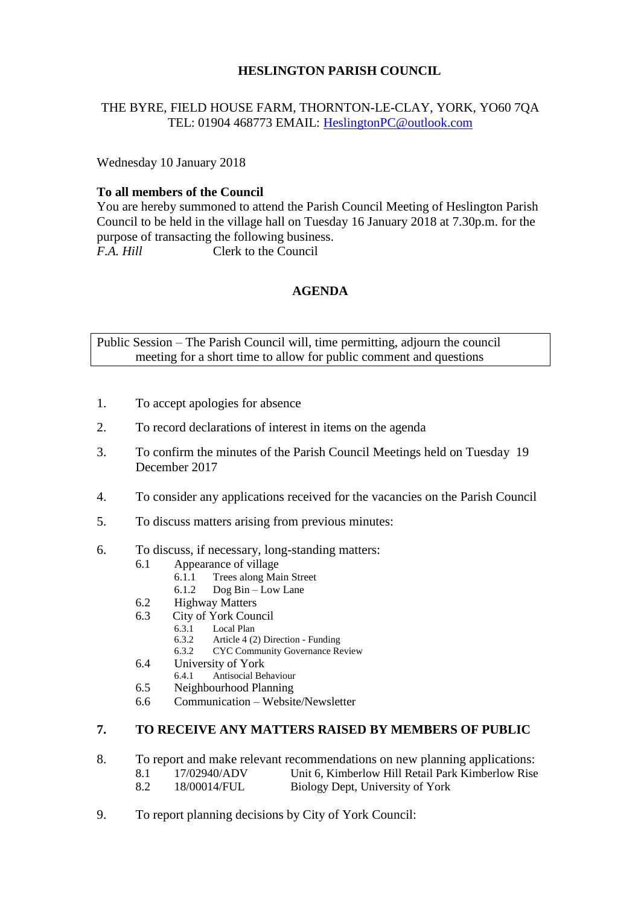# HESLINGTON PARISH COUNCIL

THE BYRE, FIELD HOUSE FARM, THORNTON-LE-CLAY, YORK, YO60 7QA
TEL: 01904 468773 EMAIL: HeslingtonPC@outlook.com

Wednesday 10 January 2018

**To all members of the Council**
You are hereby summoned to attend the Parish Council Meeting of Heslington Parish Council to be held in the village hall on Tuesday 16 January 2018 at 7.30p.m. for the purpose of transacting the following business.
*F.A. Hill* Clerk to the Council

## AGENDA

Public Session – The Parish Council will, time permitting, adjourn the council meeting for a short time to allow for public comment and questions

1. To accept apologies for absence
2. To record declarations of interest in items on the agenda
3. To confirm the minutes of the Parish Council Meetings held on Tuesday 19 December 2017
4. To consider any applications received for the vacancies on the Parish Council
5. To discuss matters arising from previous minutes:
6. To discuss, if necessary, long-standing matters:
   - 6.1 Appearance of village
     - 6.1.1 Trees along Main Street
     - 6.1.2 Dog Bin – Low Lane
   - 6.2 Highway Matters
   - 6.3 City of York Council
     - 6.3.1 Local Plan
     - 6.3.2 Article 4 (2) Direction - Funding
     - 6.3.2 CYC Community Governance Review
   - 6.4 University of York
     - 6.4.1 Antisocial Behaviour
   - 6.5 Neighbourhood Planning
   - 6.6 Communication – Website/Newsletter
7. **TO RECEIVE ANY MATTERS RAISED BY MEMBERS OF PUBLIC**
8. To report and make relevant recommendations on new planning applications:
   - 8.1 17/02940/ADV Unit 6, Kimberlow Hill Retail Park Kimberlow Rise
   - 8.2 18/00014/FUL Biology Dept, University of York
9. To report planning decisions by City of York Council: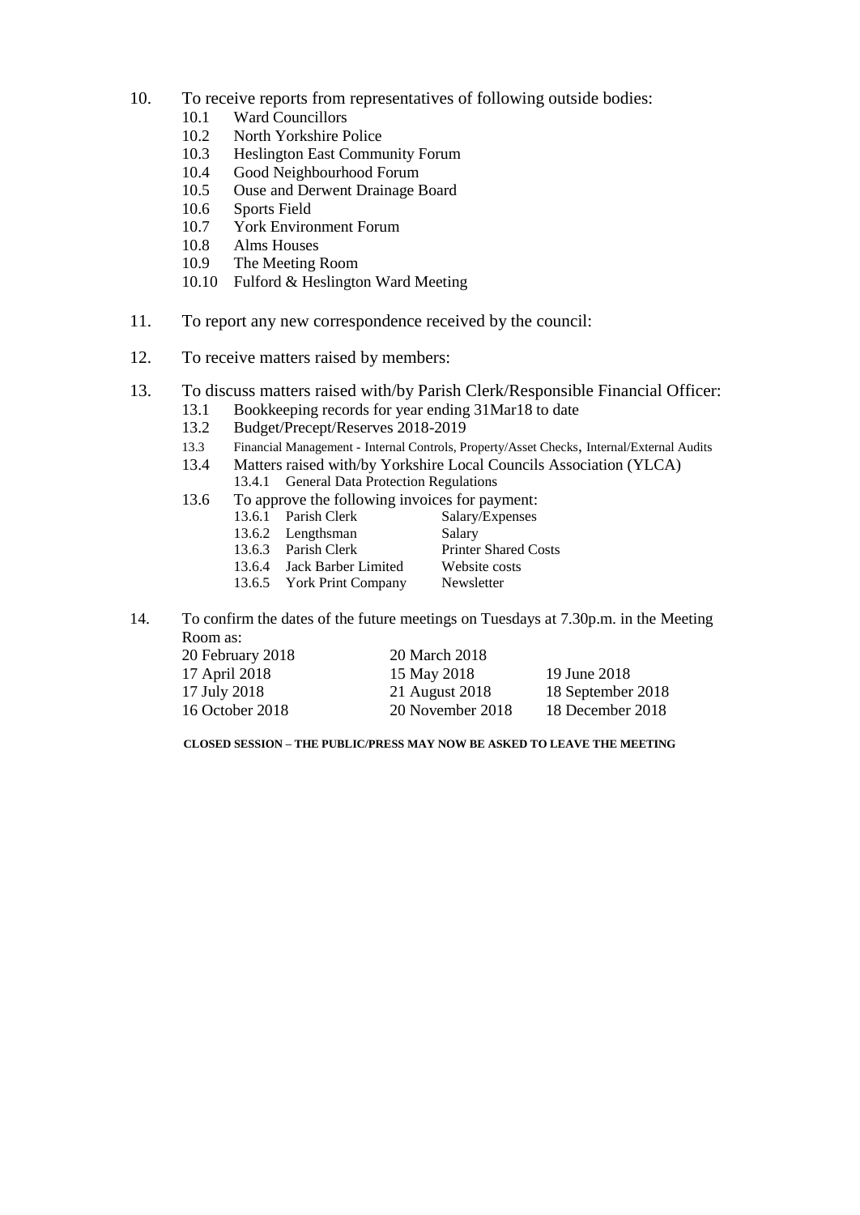10. To receive reports from representatives of following outside bodies:
    - 10.1 Ward Councillors
    - 10.2 North Yorkshire Police
    - 10.3 Heslington East Community Forum
    - 10.4 Good Neighbourhood Forum
    - 10.5 Ouse and Derwent Drainage Board
    - 10.6 Sports Field
    - 10.7 York Environment Forum
    - 10.8 Alms Houses
    - 10.9 The Meeting Room
    - 10.10 Fulford & Heslington Ward Meeting

11. To report any new correspondence received by the council:

12. To receive matters raised by members:

13. To discuss matters raised with/by Parish Clerk/Responsible Financial Officer:
    - 13.1 Bookkeeping records for year ending 31Mar18 to date
    - 13.2 Budget/Precept/Reserves 2018-2019
    - 13.3 Financial Management - Internal Controls, Property/Asset Checks, Internal/External Audits
    - 13.4 Matters raised with/by Yorkshire Local Councils Association (YLCA)
      - 13.4.1 General Data Protection Regulations
    - 13.6 To approve the following invoices for payment:

| | | |
|---|---|---|
| 13.6.1 | Parish Clerk | Salary/Expenses |
| 13.6.2 | Lengthsman | Salary |
| 13.6.3 | Parish Clerk | Printer Shared Costs |
| 13.6.4 | Jack Barber Limited | Website costs |
| 13.6.5 | York Print Company | Newsletter |

14. To confirm the dates of the future meetings on Tuesdays at 7.30p.m. in the Meeting Room as:

| | | |
|---|---|---|
| 20 February 2018 | 20 March 2018 | |
| 17 April 2018 | 15 May 2018 | 19 June 2018 |
| 17 July 2018 | 21 August 2018 | 18 September 2018 |
| 16 October 2018 | 20 November 2018 | 18 December 2018 |

**CLOSED SESSION – THE PUBLIC/PRESS MAY NOW BE ASKED TO LEAVE THE MEETING**